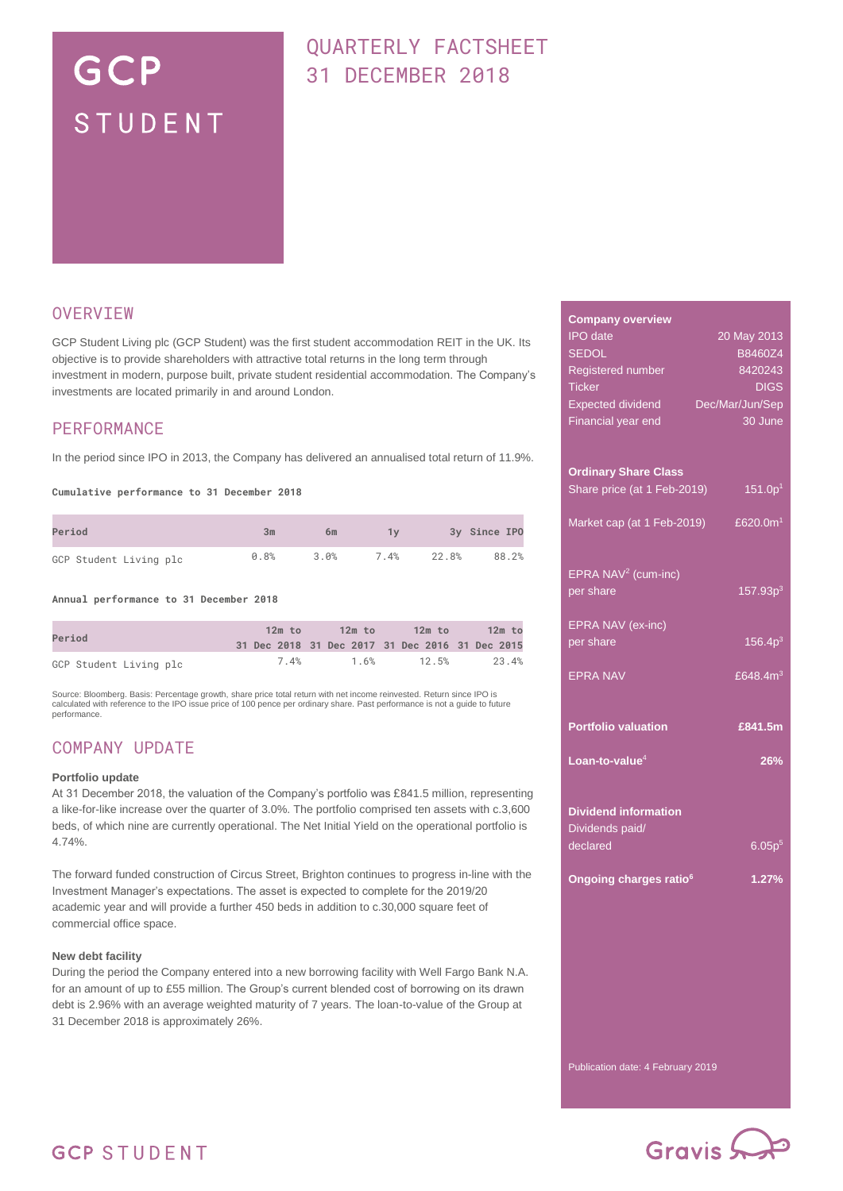# GCP STUDENT

## QUARTERLY FACTSHEET 31 DECEMBER 2018

## OVERVIEW

GCP Student Living plc (GCP Student) was the first student accommodation REIT in the UK. Its objective is to provide shareholders with attractive total returns in the long term through investment in modern, purpose built, private student residential accommodation. The Company's investments are located primarily in and around London.

## PERFORMANCE

In the period since IPO in 2013, the Company has delivered an annualised total return of 11.9%.

**Cumulative performance to 31 December 2018**

| Period | 3m | 6m | 1y | 3y | Since IPO |
|---|---|---|---|---|---|
| GCP Student Living plc | 0.8% | 3.0% | 7.4% | 22.8% | 88.2% |

**Annual performance to 31 December 2018**

| Period | 12m to 31 Dec 2018 | 12m to 31 Dec 2017 | 12m to 31 Dec 2016 | 12m to 31 Dec 2015 |
|---|---|---|---|---|
| GCP Student Living plc | 7.4% | 1.6% | 12.5% | 23.4% |

Source: Bloomberg. Basis: Percentage growth, share price total return with net income reinvested. Return since IPO is calculated with reference to the IPO issue price of 100 pence per ordinary share. Past performance is not a guide to future performance.

## COMPANY UPDATE

**Portfolio update**

At 31 December 2018, the valuation of the Company's portfolio was £841.5 million, representing a like-for-like increase over the quarter of 3.0%. The portfolio comprised ten assets with c.3,600 beds, of which nine are currently operational. The Net Initial Yield on the operational portfolio is 4.74%.

The forward funded construction of Circus Street, Brighton continues to progress in-line with the Investment Manager's expectations. The asset is expected to complete for the 2019/20 academic year and will provide a further 450 beds in addition to c.30,000 square feet of commercial office space.

**New debt facility**

During the period the Company entered into a new borrowing facility with Well Fargo Bank N.A. for an amount of up to £55 million. The Group's current blended cost of borrowing on its drawn debt is 2.96% with an average weighted maturity of 7 years. The loan-to-value of the Group at 31 December 2018 is approximately 26%.

**Company overview**

| | |
|---|---|
| IPO date | 20 May 2013 |
| SEDOL | B8460Z4 |
| Registered number | 8420243 |
| Ticker | DIGS |
| Expected dividend | Dec/Mar/Jun/Sep |
| Financial year end | 30 June |

**Ordinary Share Class**

| | |
|---|---|
| Share price (at 1 Feb-2019) | 151.0p[1] |
| Market cap (at 1 Feb-2019) | £620.0m[1] |
| EPRA NAV[2] (cum-inc) per share | 157.93p[3] |
| EPRA NAV (ex-inc) per share | 156.4p[3] |
| EPRA NAV | £648.4m[3] |
| **Portfolio valuation** | **£841.5m** |
| **Loan-to-value[4]** | **26%** |

**Dividend information**

| | |
|---|---|
| Dividends paid/ declared | 6.05p[5] |
| **Ongoing charges ratio[6]** | **1.27%** |

Publication date: 4 February 2019

Gravis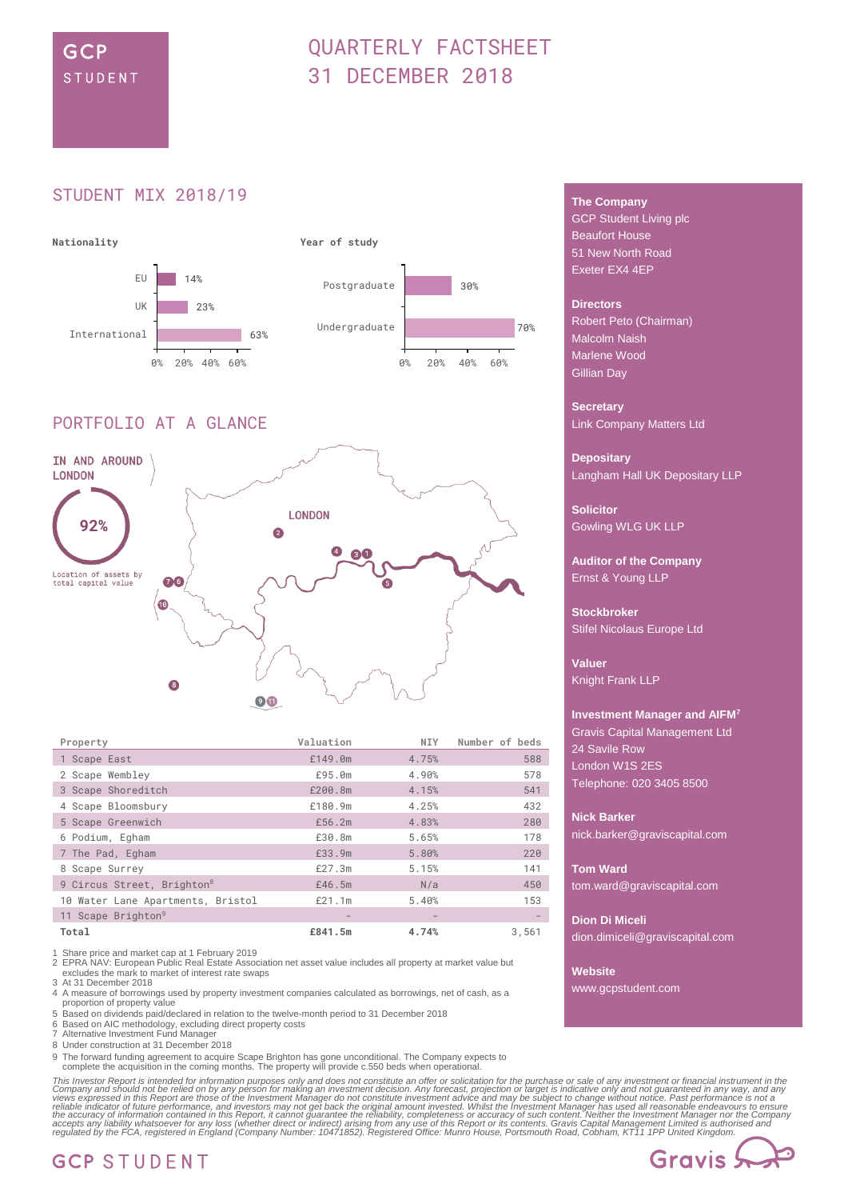# QUARTERLY FACTSHEET 31 DECEMBER 2018

## STUDENT MIX 2018/19

**Nationality**

EU 14%
UK 23%
International 63%
0% 20% 40% 60%

**Year of study**

Postgraduate 30%
Undergraduate 70%
0% 20% 40% 60%

## PORTFOLIO AT A GLANCE

**IN AND AROUND LONDON**

92%

Location of assets by total capital value

LONDON

| Property | Valuation | NIY | Number of beds |
|---|---|---|---|
| 1 Scape East | £149.0m | 4.75% | 588 |
| 2 Scape Wembley | £95.0m | 4.90% | 578 |
| 3 Scape Shoreditch | £200.8m | 4.15% | 541 |
| 4 Scape Bloomsbury | £180.9m | 4.25% | 432 |
| 5 Scape Greenwich | £56.2m | 4.83% | 280 |
| 6 Podium, Egham | £30.8m | 5.65% | 178 |
| 7 The Pad, Egham | £33.9m | 5.80% | 220 |
| 8 Scape Surrey | £27.3m | 5.15% | 141 |
| 9 Circus Street, Brighton[8] | £46.5m | N/a | 450 |
| 10 Water Lane Apartments, Bristol | £21.1m | 5.40% | 153 |
| 11 Scape Brighton[9] | - | - | - |
| **Total** | **£841.5m** | **4.74%** | 3,561 |

1 Share price and market cap at 1 February 2019
2 EPRA NAV: European Public Real Estate Association net asset value includes all property at market value but excludes the mark to market of interest rate swaps
3 At 31 December 2018
4 A measure of borrowings used by property investment companies calculated as borrowings, net of cash, as a proportion of property value
5 Based on dividends paid/declared in relation to the twelve-month period to 31 December 2018
6 Based on AIC methodology, excluding direct property costs
7 Alternative Investment Fund Manager
8 Under construction at 31 December 2018
9 The forward funding agreement to acquire Scape Brighton has gone unconditional. The Company expects to complete the acquisition in the coming months. The property will provide c.550 beds when operational.

**The Company**
GCP Student Living plc
Beaufort House
51 New North Road
Exeter EX4 4EP

**Directors**
Robert Peto (Chairman)
Malcolm Naish
Marlene Wood
Gillian Day

**Secretary**
Link Company Matters Ltd

**Depositary**
Langham Hall UK Depositary LLP

**Solicitor**
Gowling WLG UK LLP

**Auditor of the Company**
Ernst & Young LLP

**Stockbroker**
Stifel Nicolaus Europe Ltd

**Valuer**
Knight Frank LLP

**Investment Manager and AIFM[7]**
Gravis Capital Management Ltd
24 Savile Row
London W1S 2ES
Telephone: 020 3405 8500

**Nick Barker**
nick.barker@graviscapital.com

**Tom Ward**
tom.ward@graviscapital.com

**Dion Di Miceli**
dion.dimiceli@graviscapital.com

**Website**
www.gcpstudent.com

*This Investor Report is intended for information purposes only and does not constitute an offer or solicitation for the purchase or sale of any investment or financial instrument in the Company and should not be relied on by any person for making an investment decision. Any forecast, projection or target is indicative only and not guaranteed in any way, and any views expressed in this Report are those of the Investment Manager do not constitute investment advice and may be subject to change without notice. Past performance is not a reliable indicator of future performance, and investors may not get back the original amount invested. Whilst the Investment Manager has used all reasonable endeavours to ensure the accuracy of information contained in this Report, it cannot guarantee the reliability, completeness or accuracy of such content. Neither the Investment Manager nor the Company accepts any liability whatsoever for any loss (whether direct or indirect) arising from any use of this Report or its contents. Gravis Capital Management Limited is authorised and regulated by the FCA, registered in England (Company Number: 10471852). Registered Office: Munro House, Portsmouth Road, Cobham, KT11 1PP United Kingdom.*